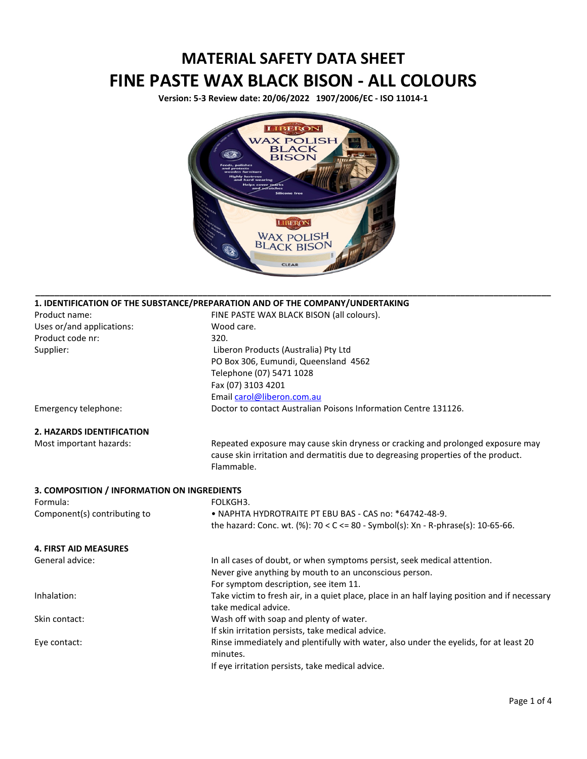# MATERIAL SAFETY DATA SHEET

# FINE PASTE WAX BLACK BISON - ALL COLOURS

**Version: 5-3 Review date: 20/06/2022 1907/2006/EC - ISO 11014-1**

## 1. IDENTIFICATION OF THE SUBSTANCE/PREPARATION AND OF THE COMPANY/UNDERTAKING

| | |
|---|---|
| Product name: | FINE PASTE WAX BLACK BISON (all colours). |
| Uses or/and applications: | Wood care. |
| Product code nr: | 320. |
| Supplier: | Liberon Products (Australia) Pty Ltd<br>PO Box 306, Eumundi, Queensland 4562<br>Telephone (07) 5471 1028<br>Fax (07) 3103 4201<br>Email carol@liberon.com.au |
| Emergency telephone: | Doctor to contact Australian Poisons Information Centre 131126. |

## 2. HAZARDS IDENTIFICATION

| | |
|---|---|
| Most important hazards: | Repeated exposure may cause skin dryness or cracking and prolonged exposure may cause skin irritation and dermatitis due to degreasing properties of the product.<br>Flammable. |

## 3. COMPOSITION / INFORMATION ON INGREDIENTS

| | |
|---|---|
| Formula: | FOLKGH3. |
| Component(s) contributing to the hazard: | • NAPHTA HYDROTRAITE PT EBU BAS - CAS no: *64742-48-9.<br>Conc. wt. (%): 70 < C <= 80 - Symbol(s): Xn - R-phrase(s): 10-65-66. |

## 4. FIRST AID MEASURES

| | |
|---|---|
| General advice: | In all cases of doubt, or when symptoms persist, seek medical attention.<br>Never give anything by mouth to an unconscious person.<br>For symptom description, see item 11. |
| Inhalation: | Take victim to fresh air, in a quiet place, place in an half laying position and if necessary take medical advice. |
| Skin contact: | Wash off with soap and plenty of water.<br>If skin irritation persists, take medical advice. |
| Eye contact: | Rinse immediately and plentifully with water, also under the eyelids, for at least 20 minutes.<br>If eye irritation persists, take medical advice. |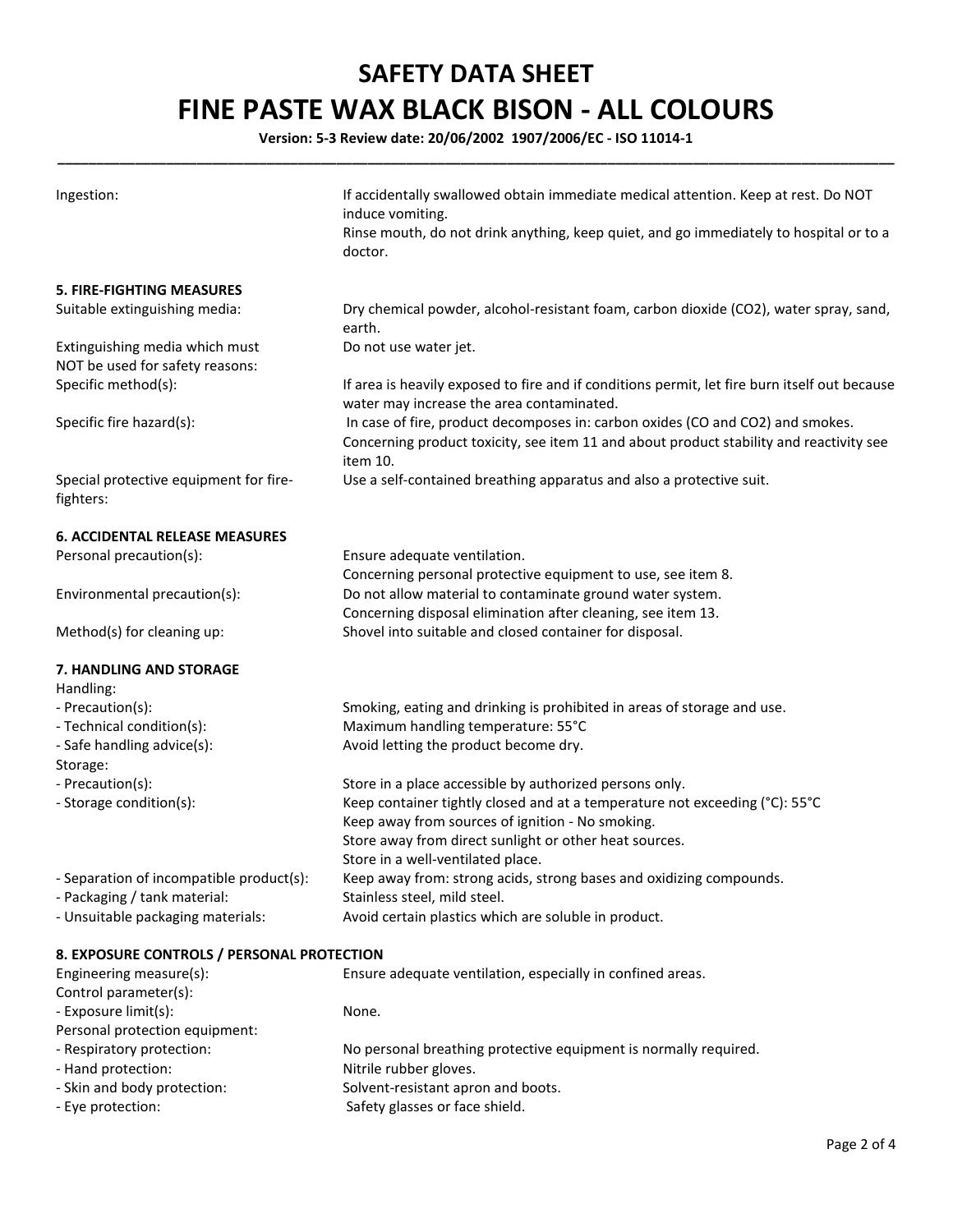# SAFETY DATA SHEET
# FINE PASTE WAX BLACK BISON - ALL COLOURS

**Version: 5-3 Review date: 20/06/2002 1907/2006/EC - ISO 11014-1**

| | |
|---|---|
| Ingestion: | If accidentally swallowed obtain immediate medical attention. Keep at rest. Do NOT induce vomiting.<br>Rinse mouth, do not drink anything, keep quiet, and go immediately to hospital or to a doctor. |

## 5. FIRE-FIGHTING MEASURES

| | |
|---|---|
| Suitable extinguishing media: | Dry chemical powder, alcohol-resistant foam, carbon dioxide ($CO_2$), water spray, sand, earth. |
| Extinguishing media which must NOT be used for safety reasons: | Do not use water jet. |
| Specific method(s): | If area is heavily exposed to fire and if conditions permit, let fire burn itself out because water may increase the area contaminated. |
| Specific fire hazard(s): | In case of fire, product decomposes in: carbon oxides (CO and $CO_2$) and smokes. Concerning product toxicity, see item 11 and about product stability and reactivity see item 10. |
| Special protective equipment for fire-fighters: | Use a self-contained breathing apparatus and also a protective suit. |

## 6. ACCIDENTAL RELEASE MEASURES

| | |
|---|---|
| Personal precaution(s): | Ensure adequate ventilation.<br>Concerning personal protective equipment to use, see item 8. |
| Environmental precaution(s): | Do not allow material to contaminate ground water system.<br>Concerning disposal elimination after cleaning, see item 13. |
| Method(s) for cleaning up: | Shovel into suitable and closed container for disposal. |

## 7. HANDLING AND STORAGE

| | |
|---|---|
| Handling: | |
| - Precaution(s): | Smoking, eating and drinking is prohibited in areas of storage and use. |
| - Technical condition(s): | Maximum handling temperature: 55°C |
| - Safe handling advice(s): | Avoid letting the product become dry. |
| Storage: | |
| - Precaution(s): | Store in a place accessible by authorized persons only. |
| - Storage condition(s): | Keep container tightly closed and at a temperature not exceeding (°C): 55°C<br>Keep away from sources of ignition - No smoking.<br>Store away from direct sunlight or other heat sources.<br>Store in a well-ventilated place. |
| - Separation of incompatible product(s): | Keep away from: strong acids, strong bases and oxidizing compounds. |
| - Packaging / tank material: | Stainless steel, mild steel. |
| - Unsuitable packaging materials: | Avoid certain plastics which are soluble in product. |

## 8. EXPOSURE CONTROLS / PERSONAL PROTECTION

| | |
|---|---|
| Engineering measure(s): | Ensure adequate ventilation, especially in confined areas. |
| Control parameter(s): | |
| - Exposure limit(s): | None. |
| Personal protection equipment: | |
| - Respiratory protection: | No personal breathing protective equipment is normally required. |
| - Hand protection: | Nitrile rubber gloves. |
| - Skin and body protection: | Solvent-resistant apron and boots. |
| - Eye protection: | Safety glasses or face shield. |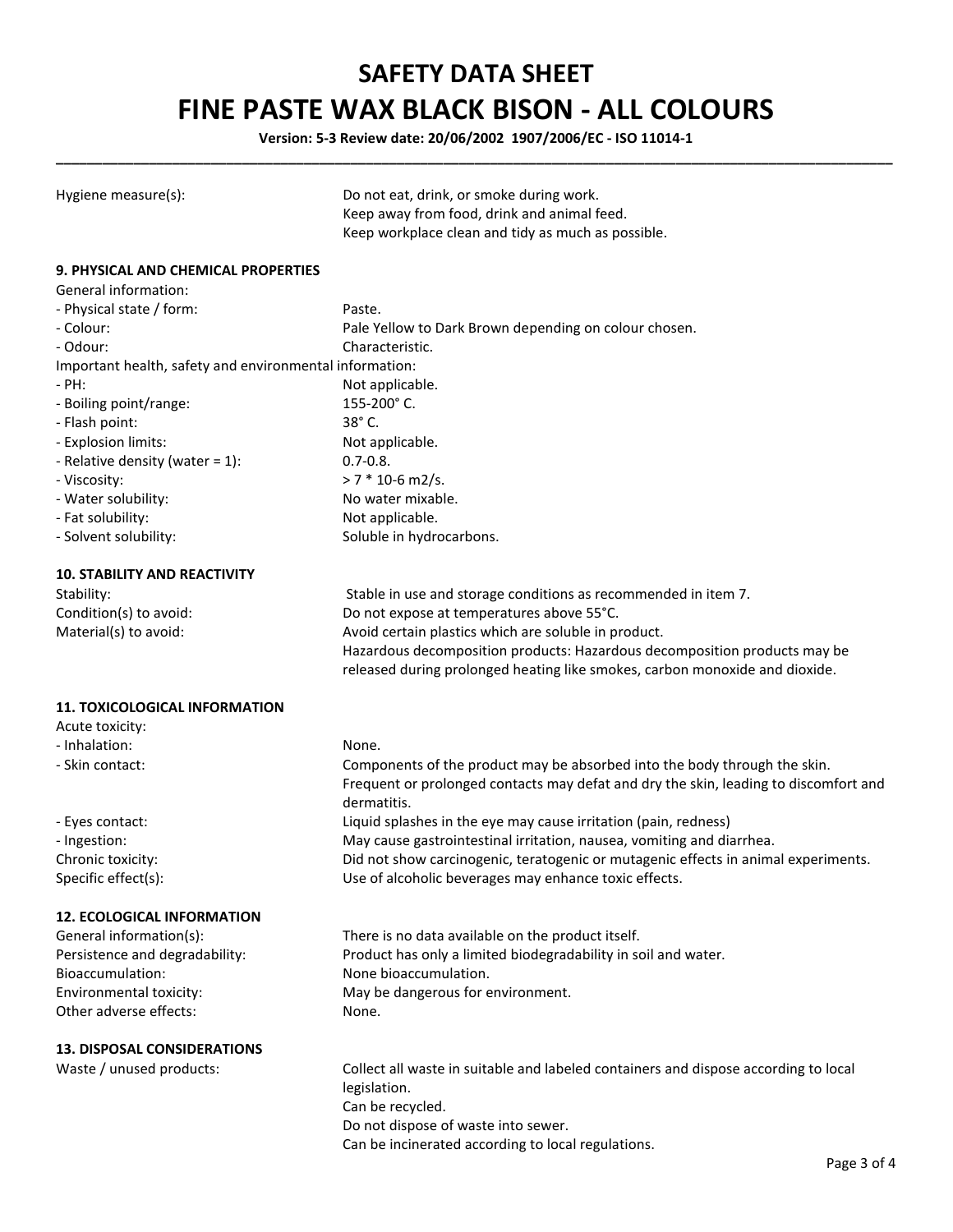| | |
|---|---|
| Hygiene measure(s): | Do not eat, drink, or smoke during work. Keep away from food, drink and animal feed. Keep workplace clean and tidy as much as possible. |

## 9. PHYSICAL AND CHEMICAL PROPERTIES

General information:

| | |
|---|---|
| - Physical state / form: | Paste. |
| - Colour: | Pale Yellow to Dark Brown depending on colour chosen. |
| - Odour: | Characteristic. |

Important health, safety and environmental information:

| | |
|---|---|
| - PH: | Not applicable. |
| - Boiling point/range: | 155-200° C. |
| - Flash point: | 38° C. |
| - Explosion limits: | Not applicable. |
| - Relative density (water = 1): | 0.7-0.8. |
| - Viscosity: | > 7 * 10-6 m2/s. |
| - Water solubility: | No water mixable. |
| - Fat solubility: | Not applicable. |
| - Solvent solubility: | Soluble in hydrocarbons. |

## 10. STABILITY AND REACTIVITY

| | |
|---|---|
| Stability: | Stable in use and storage conditions as recommended in item 7. |
| Condition(s) to avoid: | Do not expose at temperatures above 55°C. |
| Material(s) to avoid: | Avoid certain plastics which are soluble in product. Hazardous decomposition products: Hazardous decomposition products may be released during prolonged heating like smokes, carbon monoxide and dioxide. |

## 11. TOXICOLOGICAL INFORMATION

Acute toxicity:

| | |
|---|---|
| - Inhalation: | None. |
| - Skin contact: | Components of the product may be absorbed into the body through the skin. Frequent or prolonged contacts may defat and dry the skin, leading to discomfort and dermatitis. |
| - Eyes contact: | Liquid splashes in the eye may cause irritation (pain, redness) |
| - Ingestion: | May cause gastrointestinal irritation, nausea, vomiting and diarrhea. |
| Chronic toxicity: | Did not show carcinogenic, teratogenic or mutagenic effects in animal experiments. |
| Specific effect(s): | Use of alcoholic beverages may enhance toxic effects. |

## 12. ECOLOGICAL INFORMATION

| | |
|---|---|
| General information(s): | There is no data available on the product itself. |
| Persistence and degradability: | Product has only a limited biodegradability in soil and water. |
| Bioaccumulation: | None bioaccumulation. |
| Environmental toxicity: | May be dangerous for environment. |
| Other adverse effects: | None. |

## 13. DISPOSAL CONSIDERATIONS

| | |
|---|---|
| Waste / unused products: | Collect all waste in suitable and labeled containers and dispose according to local legislation. Can be recycled. Do not dispose of waste into sewer. Can be incinerated according to local regulations. |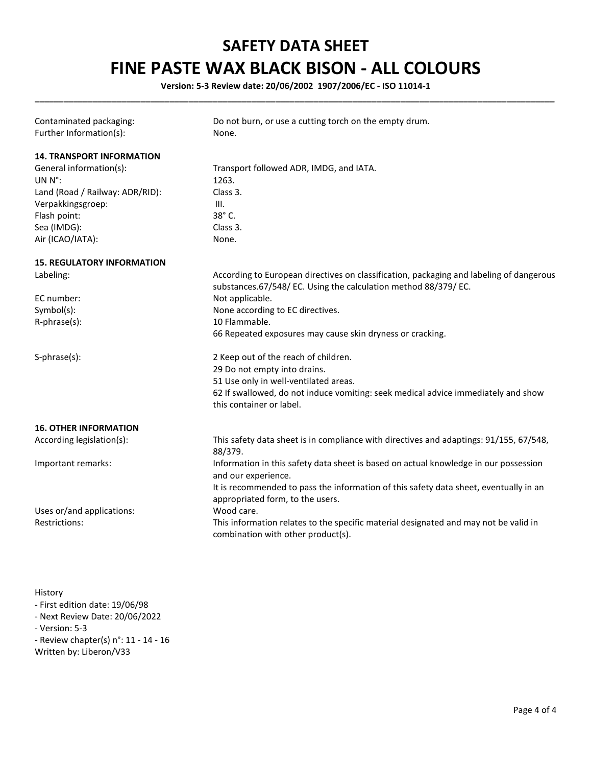| | |
|---|---|
| Contaminated packaging: | Do not burn, or use a cutting torch on the empty drum. |
| Further Information(s): | None. |

## 14. TRANSPORT INFORMATION

| | |
|---|---|
| General information(s): | Transport followed ADR, IMDG, and IATA. |
| UN N°: | 1263. |
| Land (Road / Railway: ADR/RID): | Class 3. |
| Verpakkingsgroep: | III. |
| Flash point: | 38° C. |
| Sea (IMDG): | Class 3. |
| Air (ICAO/IATA): | None. |

## 15. REGULATORY INFORMATION

| | |
|---|---|
| Labeling: | According to European directives on classification, packaging and labeling of dangerous substances.67/548/ EC. Using the calculation method 88/379/ EC. |
| EC number: | Not applicable. |
| Symbol(s): | None according to EC directives. |
| R-phrase(s): | 10 Flammable.<br>66 Repeated exposures may cause skin dryness or cracking. |
| S-phrase(s): | 2 Keep out of the reach of children.<br>29 Do not empty into drains.<br>51 Use only in well-ventilated areas.<br>62 If swallowed, do not induce vomiting: seek medical advice immediately and show this container or label. |

## 16. OTHER INFORMATION

| | |
|---|---|
| According legislation(s): | This safety data sheet is in compliance with directives and adaptings: 91/155, 67/548, 88/379. |
| Important remarks: | Information in this safety data sheet is based on actual knowledge in our possession and our experience.<br>It is recommended to pass the information of this safety data sheet, eventually in an appropriated form, to the users. |
| Uses or/and applications: | Wood care. |
| Restrictions: | This information relates to the specific material designated and may not be valid in combination with other product(s). |

History

- First edition date: 19/06/98
- Next Review Date: 20/06/2022
- Version: 5-3
- Review chapter(s) n°: 11 - 14 - 16

Written by: Liberon/V33